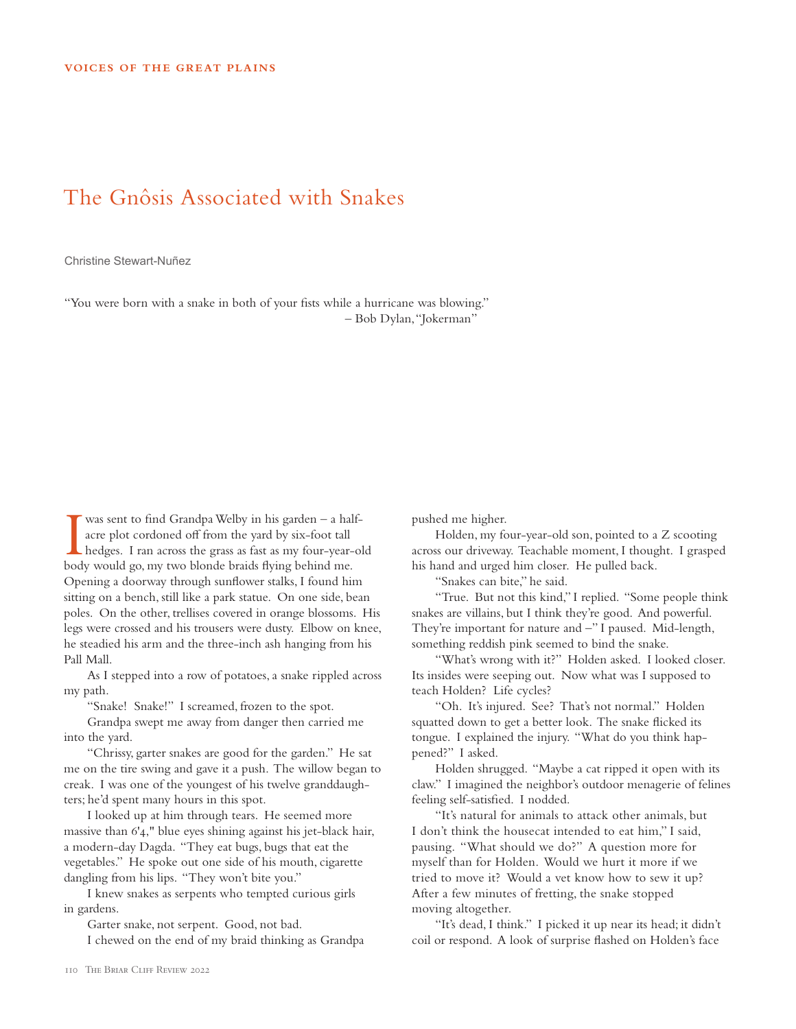# The Gnôsis Associated with Snakes

Christine Stewart-Nuñez

"You were born with a snake in both of your fists while a hurricane was blowing."
– Bob Dylan, "Jokerman"

I was sent to find Grandpa Welby in his garden – a half-acre plot cordoned off from the yard by six-foot tall hedges. I ran across the grass as fast as my four-year-old body would go, my two blonde braids flying behind me. Opening a doorway through sunflower stalks, I found him sitting on a bench, still like a park statue. On one side, bean poles. On the other, trellises covered in orange blossoms. His legs were crossed and his trousers were dusty. Elbow on knee, he steadied his arm and the three-inch ash hanging from his Pall Mall.

As I stepped into a row of potatoes, a snake rippled across my path.

"Snake! Snake!" I screamed, frozen to the spot.

Grandpa swept me away from danger then carried me into the yard.

"Chrissy, garter snakes are good for the garden." He sat me on the tire swing and gave it a push. The willow began to creak. I was one of the youngest of his twelve granddaughters; he'd spent many hours in this spot.

I looked up at him through tears. He seemed more massive than 6'4," blue eyes shining against his jet-black hair, a modern-day Dagda. "They eat bugs, bugs that eat the vegetables." He spoke out one side of his mouth, cigarette dangling from his lips. "They won't bite you."

I knew snakes as serpents who tempted curious girls in gardens.

Garter snake, not serpent. Good, not bad.

I chewed on the end of my braid thinking as Grandpa pushed me higher.

Holden, my four-year-old son, pointed to a Z scooting across our driveway. Teachable moment, I thought. I grasped his hand and urged him closer. He pulled back.

"Snakes can bite," he said.

"True. But not this kind," I replied. "Some people think snakes are villains, but I think they're good. And powerful. They're important for nature and –" I paused. Mid-length, something reddish pink seemed to bind the snake.

"What's wrong with it?" Holden asked. I looked closer. Its insides were seeping out. Now what was I supposed to teach Holden? Life cycles?

"Oh. It's injured. See? That's not normal." Holden squatted down to get a better look. The snake flicked its tongue. I explained the injury. "What do you think happened?" I asked.

Holden shrugged. "Maybe a cat ripped it open with its claw." I imagined the neighbor's outdoor menagerie of felines feeling self-satisfied. I nodded.

"It's natural for animals to attack other animals, but I don't think the housecat intended to eat him," I said, pausing. "What should we do?" A question more for myself than for Holden. Would we hurt it more if we tried to move it? Would a vet know how to sew it up? After a few minutes of fretting, the snake stopped moving altogether.

"It's dead, I think." I picked it up near its head; it didn't coil or respond. A look of surprise flashed on Holden's face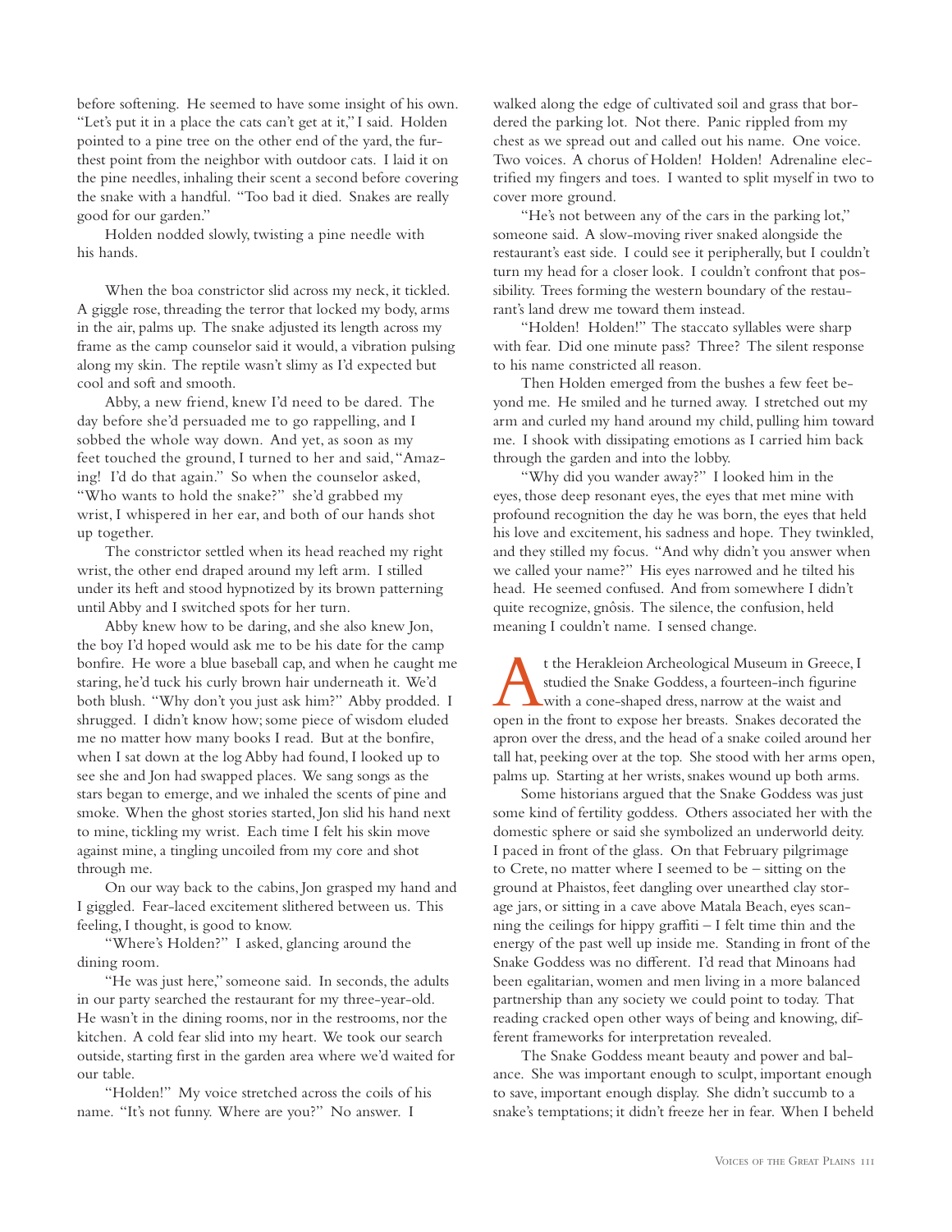before softening. He seemed to have some insight of his own. "Let's put it in a place the cats can't get at it," I said. Holden pointed to a pine tree on the other end of the yard, the furthest point from the neighbor with outdoor cats. I laid it on the pine needles, inhaling their scent a second before covering the snake with a handful. "Too bad it died. Snakes are really good for our garden."

Holden nodded slowly, twisting a pine needle with his hands.

When the boa constrictor slid across my neck, it tickled. A giggle rose, threading the terror that locked my body, arms in the air, palms up. The snake adjusted its length across my frame as the camp counselor said it would, a vibration pulsing along my skin. The reptile wasn't slimy as I'd expected but cool and soft and smooth.

Abby, a new friend, knew I'd need to be dared. The day before she'd persuaded me to go rappelling, and I sobbed the whole way down. And yet, as soon as my feet touched the ground, I turned to her and said, "Amazing! I'd do that again." So when the counselor asked, "Who wants to hold the snake?" she'd grabbed my wrist, I whispered in her ear, and both of our hands shot up together.

The constrictor settled when its head reached my right wrist, the other end draped around my left arm. I stilled under its heft and stood hypnotized by its brown patterning until Abby and I switched spots for her turn.

Abby knew how to be daring, and she also knew Jon, the boy I'd hoped would ask me to be his date for the camp bonfire. He wore a blue baseball cap, and when he caught me staring, he'd tuck his curly brown hair underneath it. We'd both blush. "Why don't you just ask him?" Abby prodded. I shrugged. I didn't know how; some piece of wisdom eluded me no matter how many books I read. But at the bonfire, when I sat down at the log Abby had found, I looked up to see she and Jon had swapped places. We sang songs as the stars began to emerge, and we inhaled the scents of pine and smoke. When the ghost stories started, Jon slid his hand next to mine, tickling my wrist. Each time I felt his skin move against mine, a tingling uncoiled from my core and shot through me.

On our way back to the cabins, Jon grasped my hand and I giggled. Fear-laced excitement slithered between us. This feeling, I thought, is good to know.

"Where's Holden?" I asked, glancing around the dining room.

"He was just here," someone said. In seconds, the adults in our party searched the restaurant for my three-year-old. He wasn't in the dining rooms, nor in the restrooms, nor the kitchen. A cold fear slid into my heart. We took our search outside, starting first in the garden area where we'd waited for our table.

"Holden!" My voice stretched across the coils of his name. "It's not funny. Where are you?" No answer. I walked along the edge of cultivated soil and grass that bordered the parking lot. Not there. Panic rippled from my chest as we spread out and called out his name. One voice. Two voices. A chorus of Holden! Holden! Adrenaline electrified my fingers and toes. I wanted to split myself in two to cover more ground.

"He's not between any of the cars in the parking lot," someone said. A slow-moving river snaked alongside the restaurant's east side. I could see it peripherally, but I couldn't turn my head for a closer look. I couldn't confront that possibility. Trees forming the western boundary of the restaurant's land drew me toward them instead.

"Holden! Holden!" The staccato syllables were sharp with fear. Did one minute pass? Three? The silent response to his name constricted all reason.

Then Holden emerged from the bushes a few feet beyond me. He smiled and he turned away. I stretched out my arm and curled my hand around my child, pulling him toward me. I shook with dissipating emotions as I carried him back through the garden and into the lobby.

"Why did you wander away?" I looked him in the eyes, those deep resonant eyes, the eyes that met mine with profound recognition the day he was born, the eyes that held his love and excitement, his sadness and hope. They twinkled, and they stilled my focus. "And why didn't you answer when we called your name?" His eyes narrowed and he tilted his head. He seemed confused. And from somewhere I didn't quite recognize, gnôsis. The silence, the confusion, held meaning I couldn't name. I sensed change.

At the Herakleion Archeological Museum in Greece, I studied the Snake Goddess, a fourteen-inch figurine with a cone-shaped dress, narrow at the waist and open in the front to expose her breasts. Snakes decorated the apron over the dress, and the head of a snake coiled around her tall hat, peeking over at the top. She stood with her arms open, palms up. Starting at her wrists, snakes wound up both arms.

Some historians argued that the Snake Goddess was just some kind of fertility goddess. Others associated her with the domestic sphere or said she symbolized an underworld deity. I paced in front of the glass. On that February pilgrimage to Crete, no matter where I seemed to be – sitting on the ground at Phaistos, feet dangling over unearthed clay storage jars, or sitting in a cave above Matala Beach, eyes scanning the ceilings for hippy graffiti – I felt time thin and the energy of the past well up inside me. Standing in front of the Snake Goddess was no different. I'd read that Minoans had been egalitarian, women and men living in a more balanced partnership than any society we could point to today. That reading cracked open other ways of being and knowing, different frameworks for interpretation revealed.

The Snake Goddess meant beauty and power and balance. She was important enough to sculpt, important enough to save, important enough display. She didn't succumb to a snake's temptations; it didn't freeze her in fear. When I beheld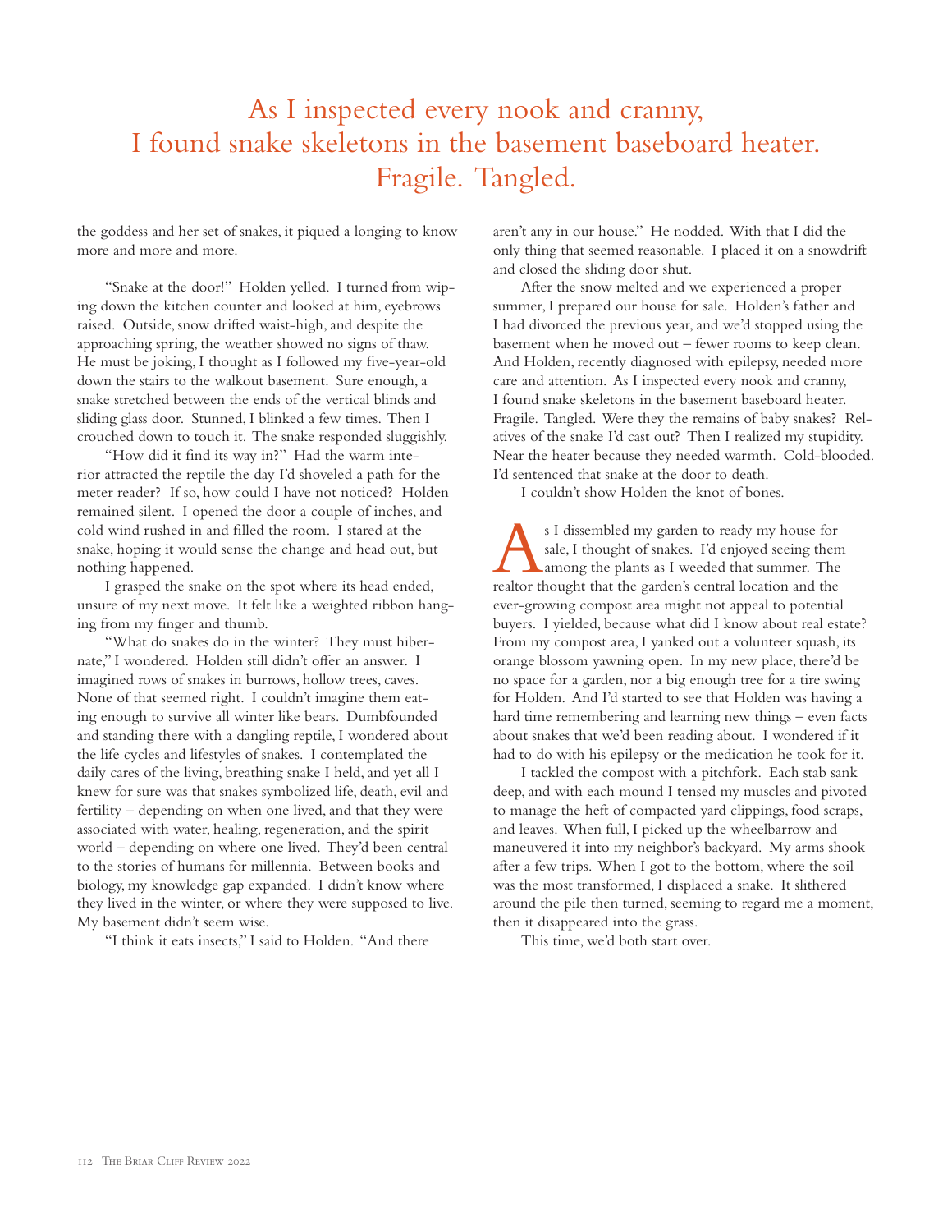> As I inspected every nook and cranny, I found snake skeletons in the basement baseboard heater. Fragile. Tangled.

the goddess and her set of snakes, it piqued a longing to know more and more and more.

"Snake at the door!" Holden yelled. I turned from wiping down the kitchen counter and looked at him, eyebrows raised. Outside, snow drifted waist-high, and despite the approaching spring, the weather showed no signs of thaw. He must be joking, I thought as I followed my five-year-old down the stairs to the walkout basement. Sure enough, a snake stretched between the ends of the vertical blinds and sliding glass door. Stunned, I blinked a few times. Then I crouched down to touch it. The snake responded sluggishly.

"How did it find its way in?" Had the warm interior attracted the reptile the day I'd shoveled a path for the meter reader? If so, how could I have not noticed? Holden remained silent. I opened the door a couple of inches, and cold wind rushed in and filled the room. I stared at the snake, hoping it would sense the change and head out, but nothing happened.

I grasped the snake on the spot where its head ended, unsure of my next move. It felt like a weighted ribbon hanging from my finger and thumb.

"What do snakes do in the winter? They must hibernate," I wondered. Holden still didn't offer an answer. I imagined rows of snakes in burrows, hollow trees, caves. None of that seemed right. I couldn't imagine them eating enough to survive all winter like bears. Dumbfounded and standing there with a dangling reptile, I wondered about the life cycles and lifestyles of snakes. I contemplated the daily cares of the living, breathing snake I held, and yet all I knew for sure was that snakes symbolized life, death, evil and fertility – depending on when one lived, and that they were associated with water, healing, regeneration, and the spirit world – depending on where one lived. They'd been central to the stories of humans for millennia. Between books and biology, my knowledge gap expanded. I didn't know where they lived in the winter, or where they were supposed to live. My basement didn't seem wise.

"I think it eats insects," I said to Holden. "And there aren't any in our house." He nodded. With that I did the only thing that seemed reasonable. I placed it on a snowdrift and closed the sliding door shut.

After the snow melted and we experienced a proper summer, I prepared our house for sale. Holden's father and I had divorced the previous year, and we'd stopped using the basement when he moved out – fewer rooms to keep clean. And Holden, recently diagnosed with epilepsy, needed more care and attention. As I inspected every nook and cranny, I found snake skeletons in the basement baseboard heater. Fragile. Tangled. Were they the remains of baby snakes? Relatives of the snake I'd cast out? Then I realized my stupidity. Near the heater because they needed warmth. Cold-blooded. I'd sentenced that snake at the door to death.

I couldn't show Holden the knot of bones.

As I dissembled my garden to ready my house for sale, I thought of snakes. I'd enjoyed seeing them among the plants as I weeded that summer. The realtor thought that the garden's central location and the ever-growing compost area might not appeal to potential buyers. I yielded, because what did I know about real estate? From my compost area, I yanked out a volunteer squash, its orange blossom yawning open. In my new place, there'd be no space for a garden, nor a big enough tree for a tire swing for Holden. And I'd started to see that Holden was having a hard time remembering and learning new things – even facts about snakes that we'd been reading about. I wondered if it had to do with his epilepsy or the medication he took for it.

I tackled the compost with a pitchfork. Each stab sank deep, and with each mound I tensed my muscles and pivoted to manage the heft of compacted yard clippings, food scraps, and leaves. When full, I picked up the wheelbarrow and maneuvered it into my neighbor's backyard. My arms shook after a few trips. When I got to the bottom, where the soil was the most transformed, I displaced a snake. It slithered around the pile then turned, seeming to regard me a moment, then it disappeared into the grass.

This time, we'd both start over.